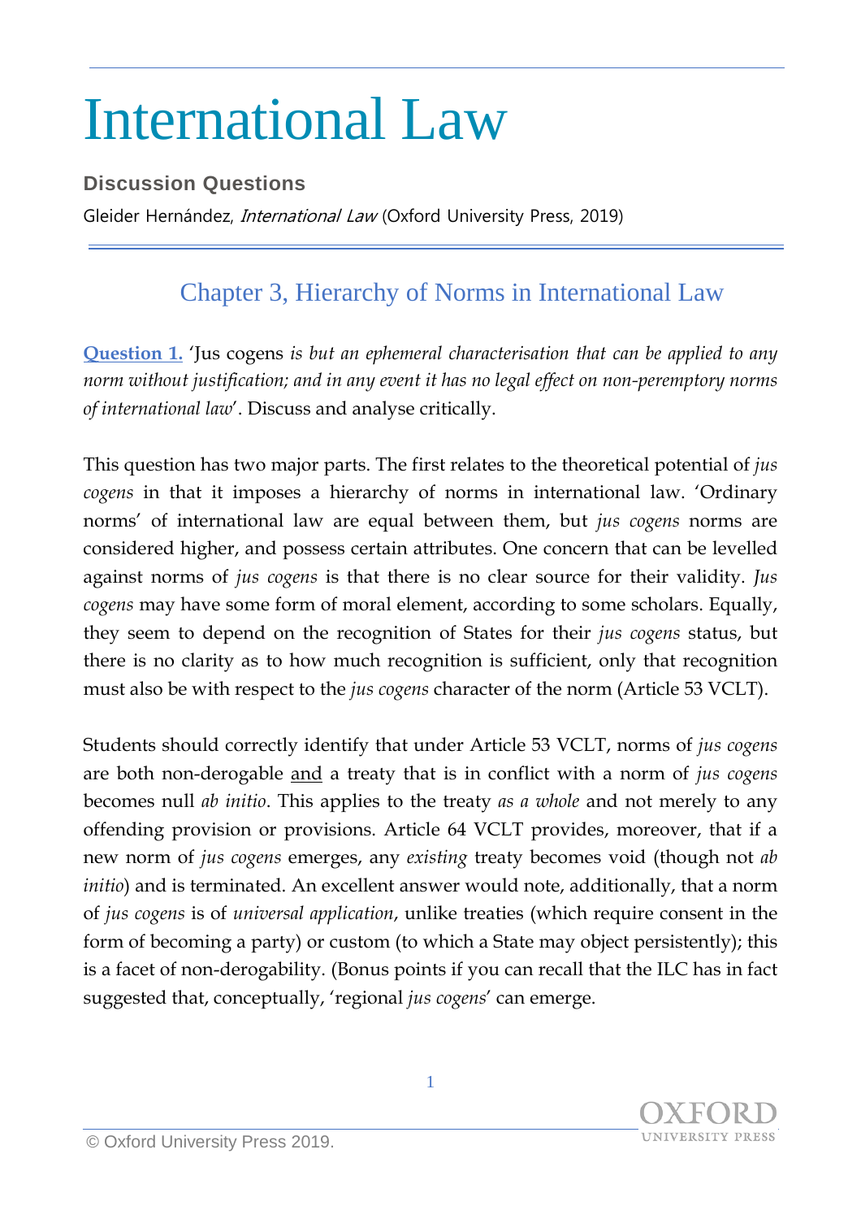# International Law

**Discussion Questions**

Gleider Hernández, *International Law* (Oxford University Press, 2019)

## Chapter 3, Hierarchy of Norms in International Law

**Question 1.** 'Jus cogens *is but an ephemeral characterisation that can be applied to any norm without justification; and in any event it has no legal effect on non-peremptory norms of international law*'. Discuss and analyse critically.

This question has two major parts. The first relates to the theoretical potential of *jus cogens* in that it imposes a hierarchy of norms in international law. 'Ordinary norms' of international law are equal between them, but *jus cogens* norms are considered higher, and possess certain attributes. One concern that can be levelled against norms of *jus cogens* is that there is no clear source for their validity. *Jus cogens* may have some form of moral element, according to some scholars. Equally, they seem to depend on the recognition of States for their *jus cogens* status, but there is no clarity as to how much recognition is sufficient, only that recognition must also be with respect to the *jus cogens* character of the norm (Article 53 VCLT).

Students should correctly identify that under Article 53 VCLT, norms of *jus cogens* are both non-derogable <u>and</u> a treaty that is in conflict with a norm of *jus cogens* becomes null *ab initio*. This applies to the treaty *as a whole* and not merely to any offending provision or provisions. Article 64 VCLT provides, moreover, that if a new norm of *jus cogens* emerges, any *existing* treaty becomes void (though not *ab initio*) and is terminated. An excellent answer would note, additionally, that a norm of *jus cogens* is of *universal application*, unlike treaties (which require consent in the form of becoming a party) or custom (to which a State may object persistently); this is a facet of non-derogability. (Bonus points if you can recall that the ILC has in fact suggested that, conceptually, 'regional *jus cogens*' can emerge.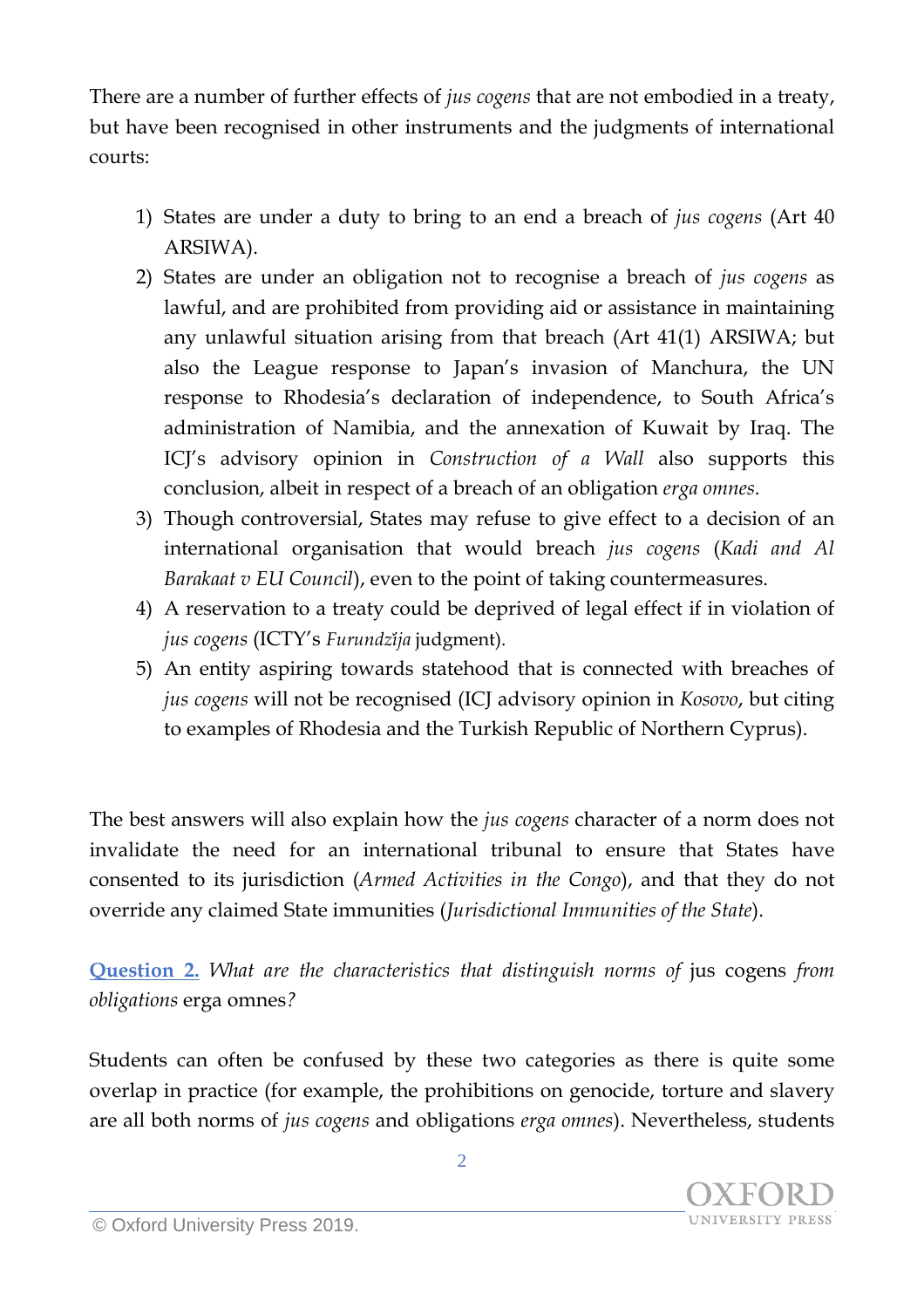There are a number of further effects of *jus cogens* that are not embodied in a treaty, but have been recognised in other instruments and the judgments of international courts:

1) States are under a duty to bring to an end a breach of *jus cogens* (Art 40 ARSIWA).
2) States are under an obligation not to recognise a breach of *jus cogens* as lawful, and are prohibited from providing aid or assistance in maintaining any unlawful situation arising from that breach (Art 41(1) ARSIWA; but also the League response to Japan's invasion of Manchura, the UN response to Rhodesia's declaration of independence, to South Africa's administration of Namibia, and the annexation of Kuwait by Iraq. The ICJ's advisory opinion in *Construction of a Wall* also supports this conclusion, albeit in respect of a breach of an obligation *erga omnes*.
3) Though controversial, States may refuse to give effect to a decision of an international organisation that would breach *jus cogens* (*Kadi and Al Barakaat v EU Council*), even to the point of taking countermeasures.
4) A reservation to a treaty could be deprived of legal effect if in violation of *jus cogens* (ICTY's *Furundžija* judgment).
5) An entity aspiring towards statehood that is connected with breaches of *jus cogens* will not be recognised (ICJ advisory opinion in *Kosovo*, but citing to examples of Rhodesia and the Turkish Republic of Northern Cyprus).

The best answers will also explain how the *jus cogens* character of a norm does not invalidate the need for an international tribunal to ensure that States have consented to its jurisdiction (*Armed Activities in the Congo*), and that they do not override any claimed State immunities (*Jurisdictional Immunities of the State*).

**Question 2.** *What are the characteristics that distinguish norms of* jus cogens *from obligations* erga omnes*?*

Students can often be confused by these two categories as there is quite some overlap in practice (for example, the prohibitions on genocide, torture and slavery are all both norms of *jus cogens* and obligations *erga omnes*). Nevertheless, students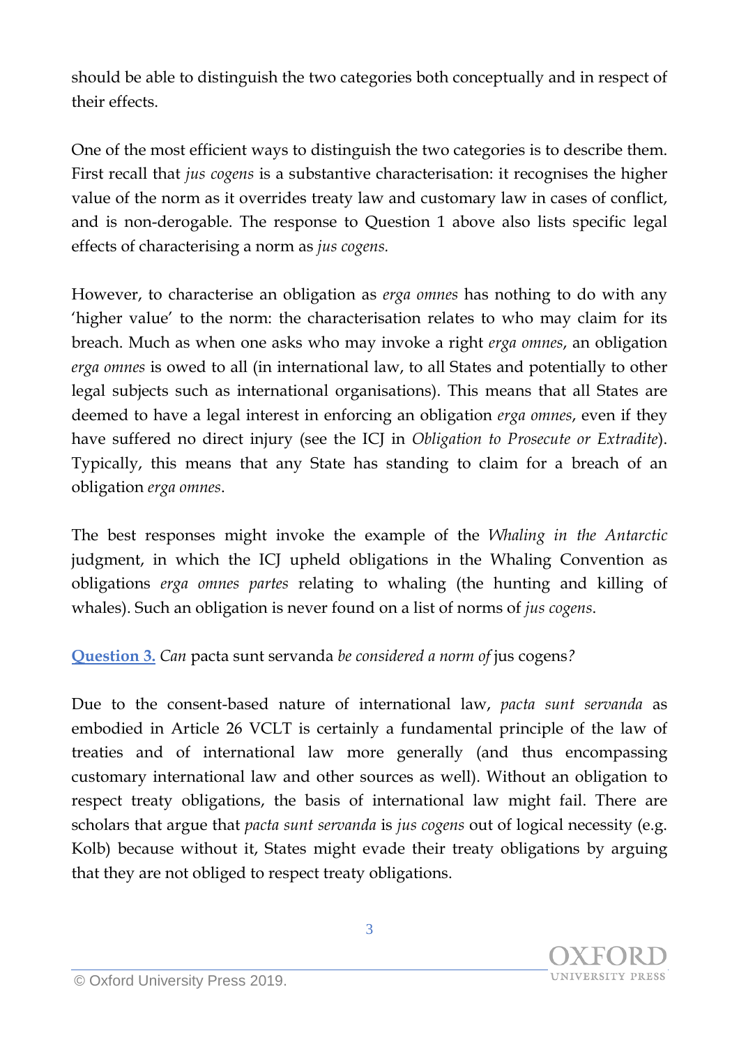should be able to distinguish the two categories both conceptually and in respect of their effects.

One of the most efficient ways to distinguish the two categories is to describe them. First recall that *jus cogens* is a substantive characterisation: it recognises the higher value of the norm as it overrides treaty law and customary law in cases of conflict, and is non-derogable. The response to Question 1 above also lists specific legal effects of characterising a norm as *jus cogens.*

However, to characterise an obligation as *erga omnes* has nothing to do with any 'higher value' to the norm: the characterisation relates to who may claim for its breach. Much as when one asks who may invoke a right *erga omnes*, an obligation *erga omnes* is owed to all (in international law, to all States and potentially to other legal subjects such as international organisations). This means that all States are deemed to have a legal interest in enforcing an obligation *erga omnes*, even if they have suffered no direct injury (see the ICJ in *Obligation to Prosecute or Extradite*). Typically, this means that any State has standing to claim for a breach of an obligation *erga omnes*.

The best responses might invoke the example of the *Whaling in the Antarctic* judgment, in which the ICJ upheld obligations in the Whaling Convention as obligations *erga omnes partes* relating to whaling (the hunting and killing of whales). Such an obligation is never found on a list of norms of *jus cogens*.

**Question 3.** *Can* pacta sunt servanda *be considered a norm of* jus cogens*?*

Due to the consent-based nature of international law, *pacta sunt servanda* as embodied in Article 26 VCLT is certainly a fundamental principle of the law of treaties and of international law more generally (and thus encompassing customary international law and other sources as well). Without an obligation to respect treaty obligations, the basis of international law might fail. There are scholars that argue that *pacta sunt servanda* is *jus cogens* out of logical necessity (e.g. Kolb) because without it, States might evade their treaty obligations by arguing that they are not obliged to respect treaty obligations.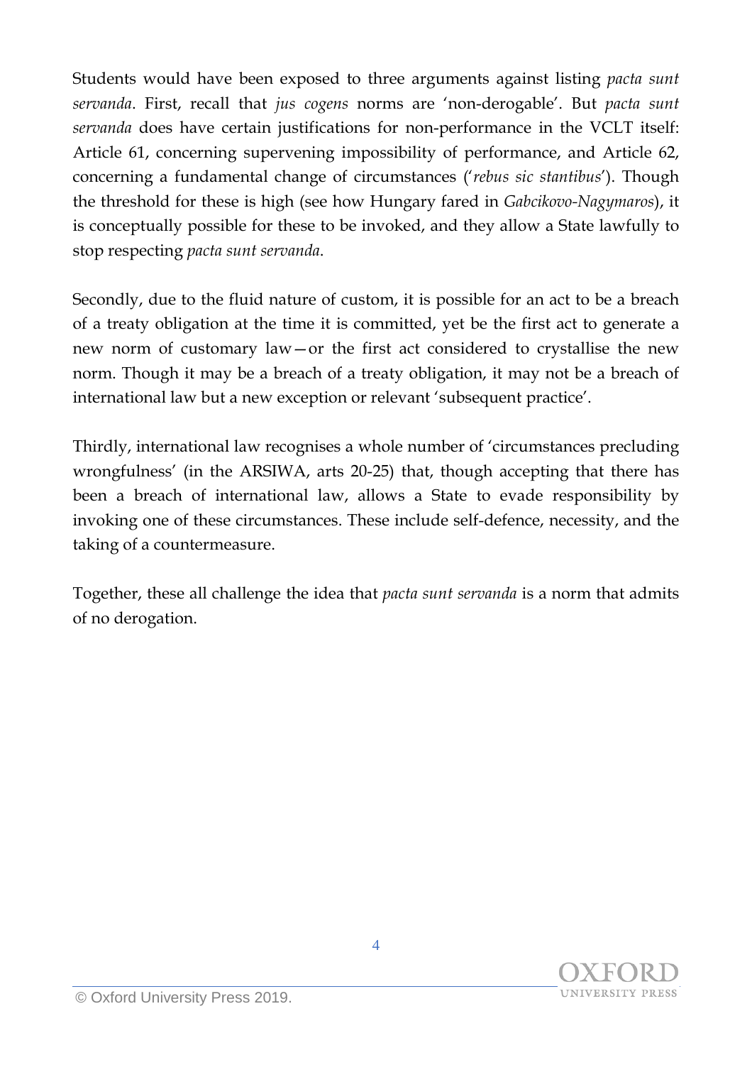Students would have been exposed to three arguments against listing *pacta sunt servanda*. First, recall that *jus cogens* norms are 'non-derogable'. But *pacta sunt servanda* does have certain justifications for non-performance in the VCLT itself: Article 61, concerning supervening impossibility of performance, and Article 62, concerning a fundamental change of circumstances ('*rebus sic stantibus*'). Though the threshold for these is high (see how Hungary fared in *Gabcikovo-Nagymaros*), it is conceptually possible for these to be invoked, and they allow a State lawfully to stop respecting *pacta sunt servanda*.

Secondly, due to the fluid nature of custom, it is possible for an act to be a breach of a treaty obligation at the time it is committed, yet be the first act to generate a new norm of customary law—or the first act considered to crystallise the new norm. Though it may be a breach of a treaty obligation, it may not be a breach of international law but a new exception or relevant 'subsequent practice'.

Thirdly, international law recognises a whole number of 'circumstances precluding wrongfulness' (in the ARSIWA, arts 20-25) that, though accepting that there has been a breach of international law, allows a State to evade responsibility by invoking one of these circumstances. These include self-defence, necessity, and the taking of a countermeasure.

Together, these all challenge the idea that *pacta sunt servanda* is a norm that admits of no derogation.

© Oxford University Press 2019.